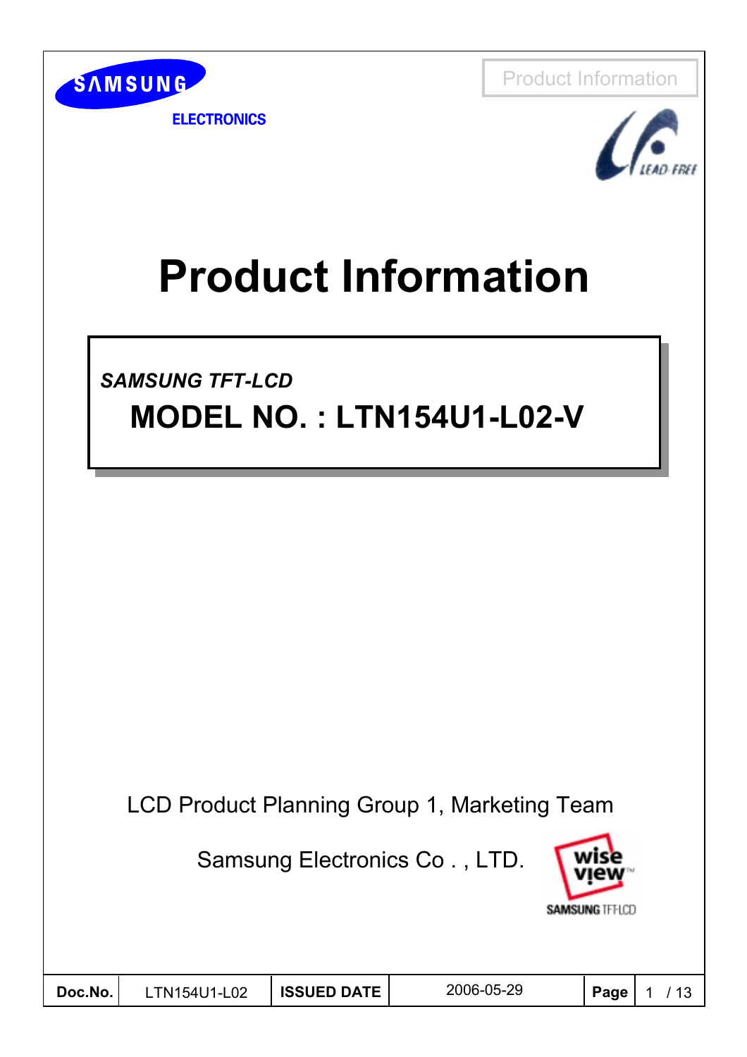SAMSUNG ELECTRONICS

Product Information

# Product Information

*SAMSUNG TFT-LCD*

**MODEL NO. : LTN154U1-L02-V**

LCD Product Planning Group 1, Marketing Team

Samsung Electronics Co . , LTD.

| | | | | | |
|---|---|---|---|---|---|
| **Doc.No.** | LTN154U1-L02 | **ISSUED DATE** | 2006-05-29 | **Page** | 1 / 13 |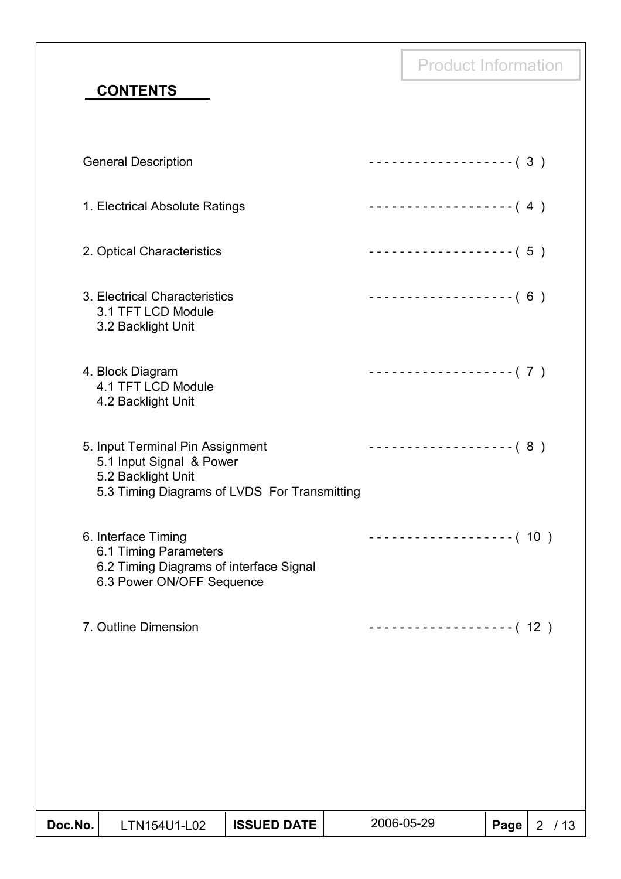Product Information

## CONTENTS

General Description ------------------- ( 3 )

1. Electrical Absolute Ratings ------------------- ( 4 )

2. Optical Characteristics ------------------- ( 5 )

3. Electrical Characteristics ------------------- ( 6 )
   3.1 TFT LCD Module
   3.2 Backlight Unit

4. Block Diagram ------------------- ( 7 )
   4.1 TFT LCD Module
   4.2 Backlight Unit

5. Input Terminal Pin Assignment ------------------- ( 8 )
   5.1 Input Signal & Power
   5.2 Backlight Unit
   5.3 Timing Diagrams of LVDS For Transmitting

6. Interface Timing ------------------- ( 10 )
   6.1 Timing Parameters
   6.2 Timing Diagrams of interface Signal
   6.3 Power ON/OFF Sequence

7. Outline Dimension ------------------- ( 12 )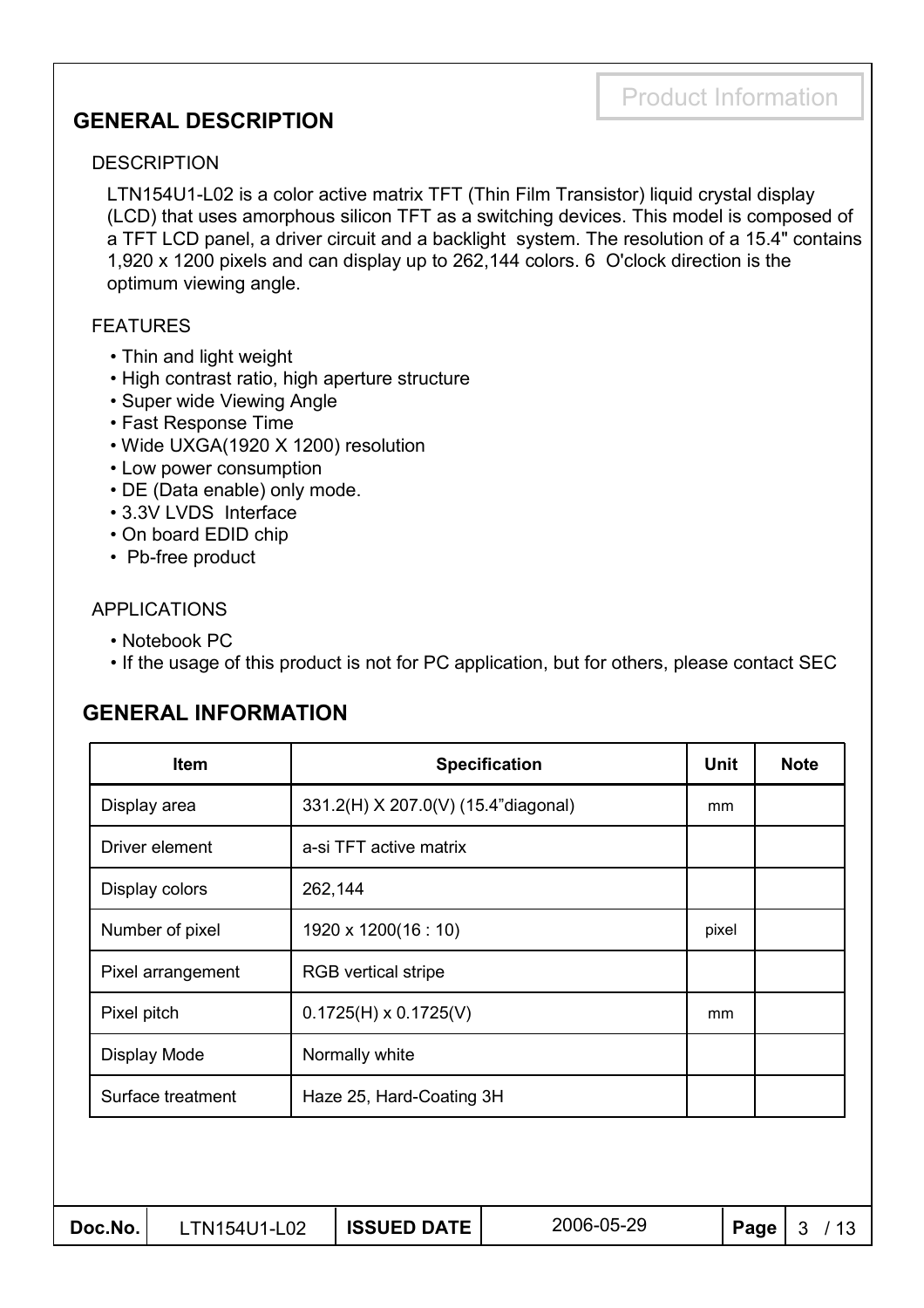## GENERAL DESCRIPTION

### DESCRIPTION

LTN154U1-L02 is a color active matrix TFT (Thin Film Transistor) liquid crystal display (LCD) that uses amorphous silicon TFT as a switching devices. This model is composed of a TFT LCD panel, a driver circuit and a backlight system. The resolution of a 15.4" contains 1,920 x 1200 pixels and can display up to 262,144 colors. 6 O'clock direction is the optimum viewing angle.

### FEATURES

- Thin and light weight
- High contrast ratio, high aperture structure
- Super wide Viewing Angle
- Fast Response Time
- Wide UXGA(1920 X 1200) resolution
- Low power consumption
- DE (Data enable) only mode.
- 3.3V LVDS Interface
- On board EDID chip
- Pb-free product

### APPLICATIONS

- Notebook PC
- If the usage of this product is not for PC application, but for others, please contact SEC

## GENERAL INFORMATION

| Item | Specification | Unit | Note |
|---|---|---|---|
| Display area | 331.2(H) X 207.0(V) (15.4"diagonal) | mm | |
| Driver element | a-si TFT active matrix | | |
| Display colors | 262,144 | | |
| Number of pixel | 1920 x 1200(16 : 10) | pixel | |
| Pixel arrangement | RGB vertical stripe | | |
| Pixel pitch | 0.1725(H) x 0.1725(V) | mm | |
| Display Mode | Normally white | | |
| Surface treatment | Haze 25, Hard-Coating 3H | | |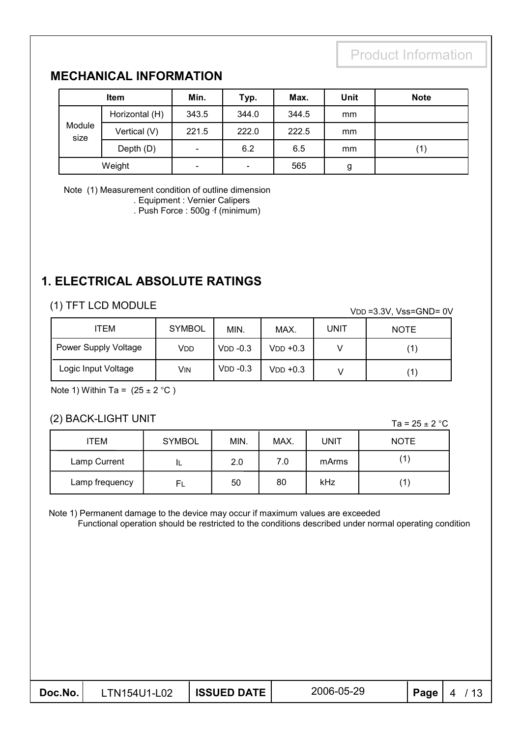Product Information

## MECHANICAL INFORMATION

| Item | | Min. | Typ. | Max. | Unit | Note |
|---|---|---|---|---|---|---|
| Module size | Horizontal (H) | 343.5 | 344.0 | 344.5 | mm | |
| | Vertical (V) | 221.5 | 222.0 | 222.5 | mm | |
| | Depth (D) | - | 6.2 | 6.5 | mm | (1) |
| Weight | | - | - | 565 | g | |

Note (1) Measurement condition of outline dimension
. Equipment : Vernier Calipers
. Push Force : 500g ·f (minimum)

## 1. ELECTRICAL ABSOLUTE RATINGS

### (1) TFT LCD MODULE

$V_{DD}$ =3.3V, Vss=GND= 0V

| ITEM | SYMBOL | MIN. | MAX. | UNIT | NOTE |
|---|---|---|---|---|---|
| Power Supply Voltage | $V_{DD}$ | $V_{DD}$ -0.3 | $V_{DD}$ +0.3 | V | (1) |
| Logic Input Voltage | $V_{IN}$ | $V_{DD}$ -0.3 | $V_{DD}$ +0.3 | V | (1) |

Note 1) Within Ta = (25 ± 2 °C )

### (2) BACK-LIGHT UNIT

Ta = 25 ± 2 °C

| ITEM | SYMBOL | MIN. | MAX. | UNIT | NOTE |
|---|---|---|---|---|---|
| Lamp Current | $I_L$ | 2.0 | 7.0 | mArms | (1) |
| Lamp frequency | $F_L$ | 50 | 80 | kHz | (1) |

Note 1) Permanent damage to the device may occur if maximum values are exceeded
Functional operation should be restricted to the conditions described under normal operating condition

| Doc.No. | LTN154U1-L02 | ISSUED DATE | 2006-05-29 |
|---|---|---|---|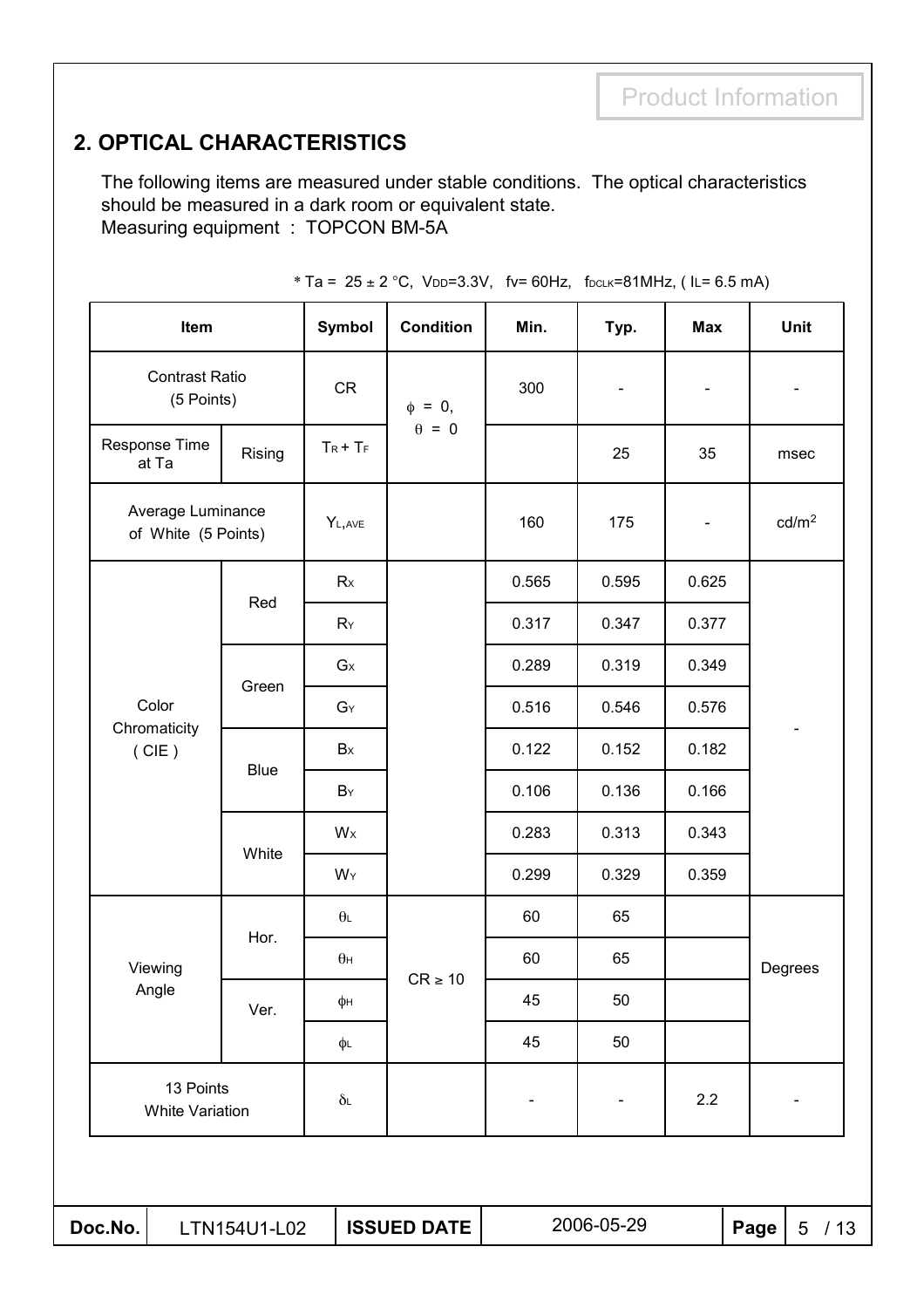## 2. OPTICAL CHARACTERISTICS

The following items are measured under stable conditions. The optical characteristics should be measured in a dark room or equivalent state.
Measuring equipment : TOPCON BM-5A

* $Ta = 25 \pm 2$ °C, $V_{DD}$=3.3V, fv= 60Hz, $f_{DCLK}$=81MHz, ( $I_L$= 6.5 mA)

| Item | | Symbol | Condition | Min. | Typ. | Max | Unit |
|---|---|---|---|---|---|---|---|
| Contrast Ratio (5 Points) | | CR | $\phi = 0$, $\theta = 0$ | 300 | - | - | - |
| Response Time at Ta | Rising | $T_R + T_F$ | | | 25 | 35 | msec |
| Average Luminance of White (5 Points) | | $Y_{L,AVE}$ | | 160 | 175 | - | cd/m$^2$ |
| Color Chromaticity ( CIE ) | Red | $R_X$ | | 0.565 | 0.595 | 0.625 | - |
| | | $R_Y$ | | 0.317 | 0.347 | 0.377 | |
| | Green | $G_X$ | | 0.289 | 0.319 | 0.349 | |
| | | $G_Y$ | | 0.516 | 0.546 | 0.576 | |
| | Blue | $B_X$ | | 0.122 | 0.152 | 0.182 | |
| | | $B_Y$ | | 0.106 | 0.136 | 0.166 | |
| | White | $W_X$ | | 0.283 | 0.313 | 0.343 | |
| | | $W_Y$ | | 0.299 | 0.329 | 0.359 | |
| Viewing Angle | Hor. | $\theta_L$ | CR ≥ 10 | 60 | 65 | | Degrees |
| | | $\theta_H$ | | 60 | 65 | | |
| | Ver. | $\phi_H$ | | 45 | 50 | | |
| | | $\phi_L$ | | 45 | 50 | | |
| 13 Points White Variation | | $\delta_L$ | | - | - | 2.2 | - |

| Doc.No. | LTN154U1-L02 | ISSUED DATE | 2006-05-29 |
|---|---|---|---|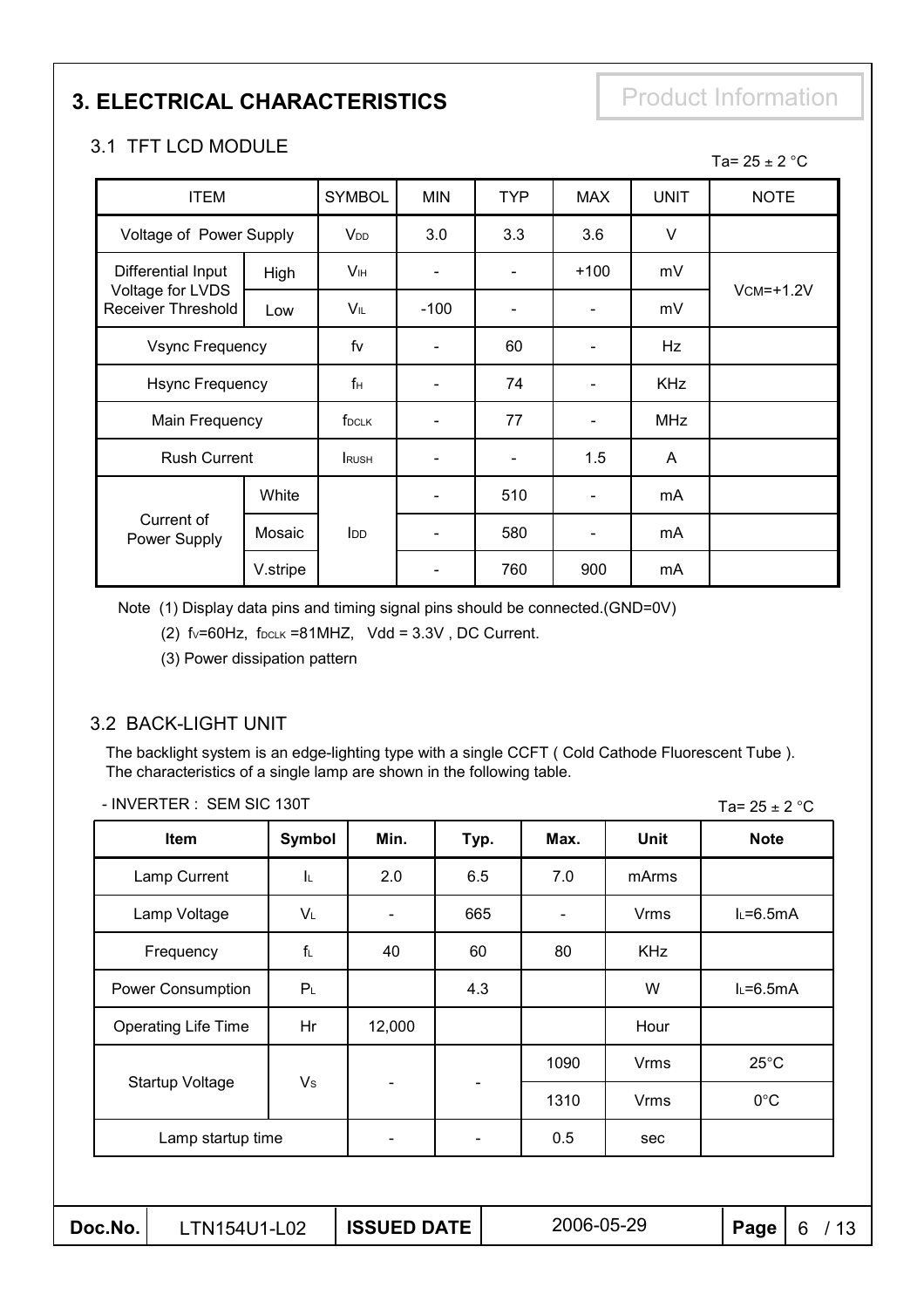# 3. ELECTRICAL CHARACTERISTICS

Product Information

## 3.1 TFT LCD MODULE

Ta= 25 ± 2 °C

| ITEM | | SYMBOL | MIN | TYP | MAX | UNIT | NOTE |
|---|---|---|---|---|---|---|---|
| Voltage of Power Supply | | $V_{DD}$ | 3.0 | 3.3 | 3.6 | V | |
| Differential Input Voltage for LVDS Receiver Threshold | High | $V_{IH}$ | - | - | +100 | mV | $V_{CM}$=+1.2V |
| | Low | $V_{IL}$ | -100 | - | - | mV | |
| Vsync Frequency | | fv | - | 60 | - | Hz | |
| Hsync Frequency | | $f_H$ | - | 74 | - | KHz | |
| Main Frequency | | $f_{DCLK}$ | - | 77 | - | MHz | |
| Rush Current | | $I_{RUSH}$ | - | - | 1.5 | A | |
| Current of Power Supply | White | $I_{DD}$ | - | 510 | - | mA | |
| | Mosaic | | - | 580 | - | mA | |
| | V.stripe | | - | 760 | 900 | mA | |

Note (1) Display data pins and timing signal pins should be connected.(GND=0V)

(2) $f_V$=60Hz, $f_{DCLK}$ =81MHZ, Vdd = 3.3V , DC Current.

(3) Power dissipation pattern

## 3.2 BACK-LIGHT UNIT

The backlight system is an edge-lighting type with a single CCFT ( Cold Cathode Fluorescent Tube ). The characteristics of a single lamp are shown in the following table.

- INVERTER : SEM SIC 130T

Ta= 25 ± 2 °C

| Item | Symbol | Min. | Typ. | Max. | Unit | Note |
|---|---|---|---|---|---|---|
| Lamp Current | $I_L$ | 2.0 | 6.5 | 7.0 | mArms | |
| Lamp Voltage | $V_L$ | - | 665 | - | Vrms | $I_L$=6.5mA |
| Frequency | $f_L$ | 40 | 60 | 80 | KHz | |
| Power Consumption | $P_L$ | | 4.3 | | W | $I_L$=6.5mA |
| Operating Life Time | Hr | 12,000 | | | Hour | |
| Startup Voltage | $V_S$ | - | - | 1090 | Vrms | 25°C |
| | | | | 1310 | Vrms | 0°C |
| Lamp startup time | | - | - | 0.5 | sec | |

| Doc.No. | LTN154U1-L02 | ISSUED DATE | 2006-05-29 |
|---|---|---|---|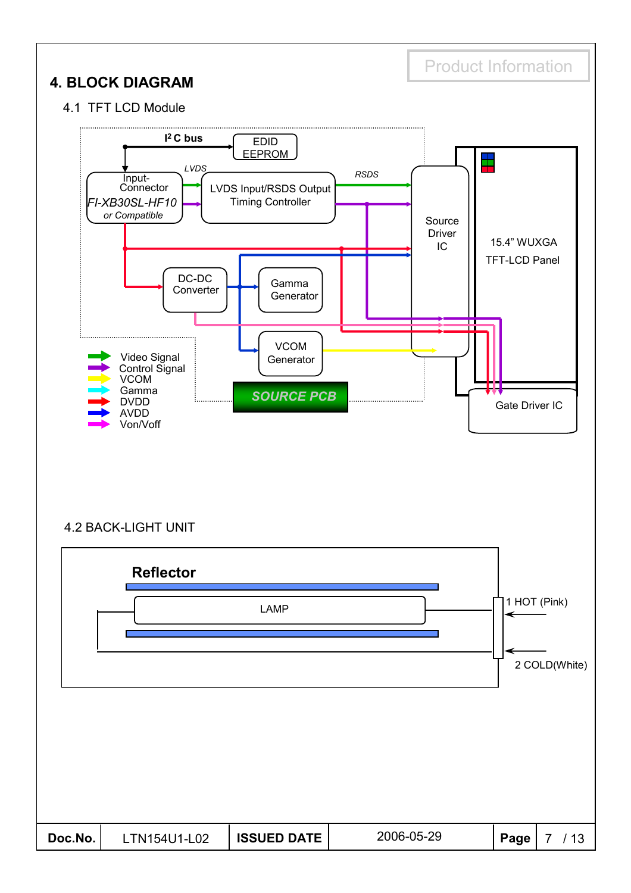# 4. BLOCK DIAGRAM

## 4.1 TFT LCD Module

$I^2$C bus

EDID EEPROM

LVDS

RSDS

Input-Connector
*FI-XB30SL-HF10*
*or Compatible*

LVDS Input/RSDS Output
Timing Controller

Source Driver IC

15.4" WUXGA
TFT-LCD Panel

DC-DC Converter

Gamma Generator

VCOM Generator

*SOURCE PCB*

Gate Driver IC

Video Signal
Control Signal
VCOM
Gamma
DVDD
AVDD
Von/Voff

## 4.2 BACK-LIGHT UNIT

**Reflector**

LAMP

1 HOT (Pink)

2 COLD(White)

| Doc.No. | LTN154U1-L02 | ISSUED DATE | 2006-05-29 |
| --- | --- | --- | --- |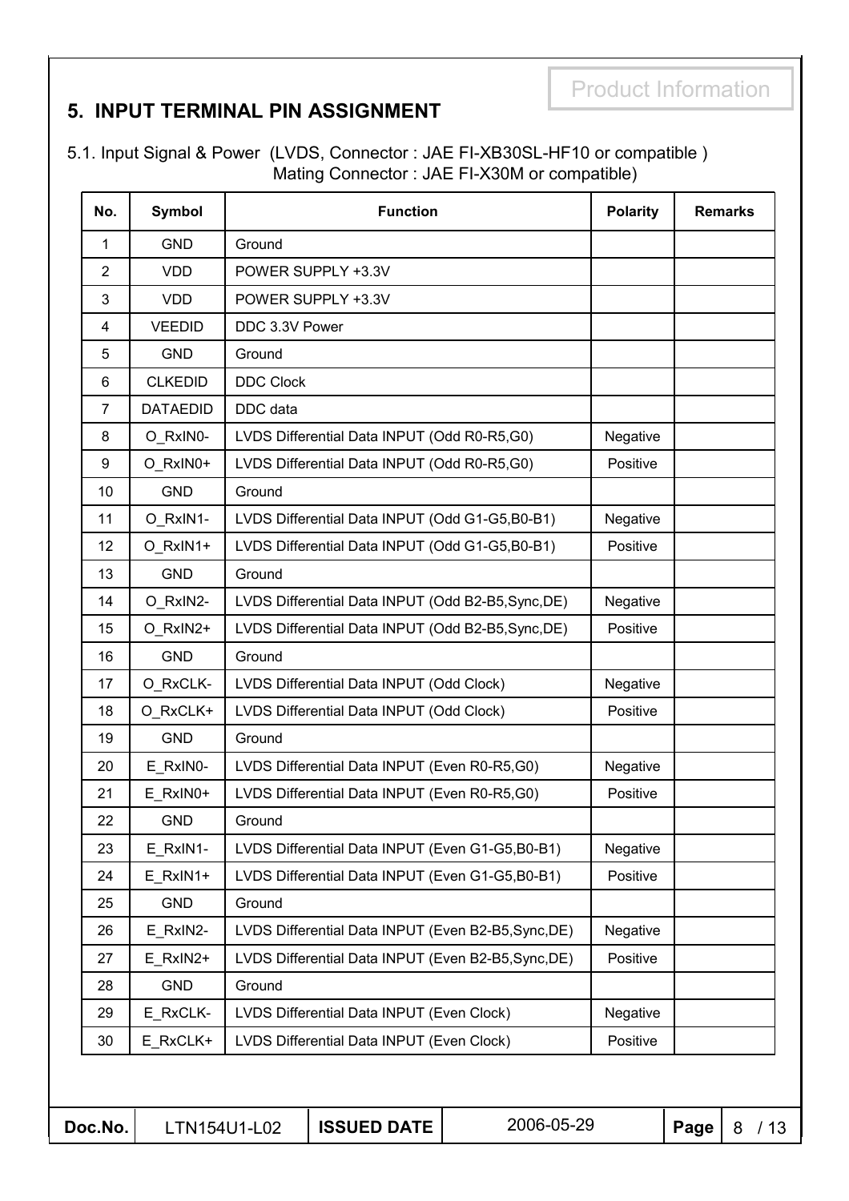## 5. INPUT TERMINAL PIN ASSIGNMENT

5.1. Input Signal & Power (LVDS, Connector : JAE FI-XB30SL-HF10 or compatible )
Mating Connector : JAE FI-X30M or compatible)

| No. | Symbol | Function | Polarity | Remarks |
|---|---|---|---|---|
| 1 | GND | Ground | | |
| 2 | VDD | POWER SUPPLY +3.3V | | |
| 3 | VDD | POWER SUPPLY +3.3V | | |
| 4 | VEEDID | DDC 3.3V Power | | |
| 5 | GND | Ground | | |
| 6 | CLKEDID | DDC Clock | | |
| 7 | DATAEDID | DDC data | | |
| 8 | O_RxIN0- | LVDS Differential Data INPUT (Odd R0-R5,G0) | Negative | |
| 9 | O_RxIN0+ | LVDS Differential Data INPUT (Odd R0-R5,G0) | Positive | |
| 10 | GND | Ground | | |
| 11 | O_RxIN1- | LVDS Differential Data INPUT (Odd G1-G5,B0-B1) | Negative | |
| 12 | O_RxIN1+ | LVDS Differential Data INPUT (Odd G1-G5,B0-B1) | Positive | |
| 13 | GND | Ground | | |
| 14 | O_RxIN2- | LVDS Differential Data INPUT (Odd B2-B5,Sync,DE) | Negative | |
| 15 | O_RxIN2+ | LVDS Differential Data INPUT (Odd B2-B5,Sync,DE) | Positive | |
| 16 | GND | Ground | | |
| 17 | O_RxCLK- | LVDS Differential Data INPUT (Odd Clock) | Negative | |
| 18 | O_RxCLK+ | LVDS Differential Data INPUT (Odd Clock) | Positive | |
| 19 | GND | Ground | | |
| 20 | E_RxIN0- | LVDS Differential Data INPUT (Even R0-R5,G0) | Negative | |
| 21 | E_RxIN0+ | LVDS Differential Data INPUT (Even R0-R5,G0) | Positive | |
| 22 | GND | Ground | | |
| 23 | E_RxIN1- | LVDS Differential Data INPUT (Even G1-G5,B0-B1) | Negative | |
| 24 | E_RxIN1+ | LVDS Differential Data INPUT (Even G1-G5,B0-B1) | Positive | |
| 25 | GND | Ground | | |
| 26 | E_RxIN2- | LVDS Differential Data INPUT (Even B2-B5,Sync,DE) | Negative | |
| 27 | E_RxIN2+ | LVDS Differential Data INPUT (Even B2-B5,Sync,DE) | Positive | |
| 28 | GND | Ground | | |
| 29 | E_RxCLK- | LVDS Differential Data INPUT (Even Clock) | Negative | |
| 30 | E_RxCLK+ | LVDS Differential Data INPUT (Even Clock) | Positive | |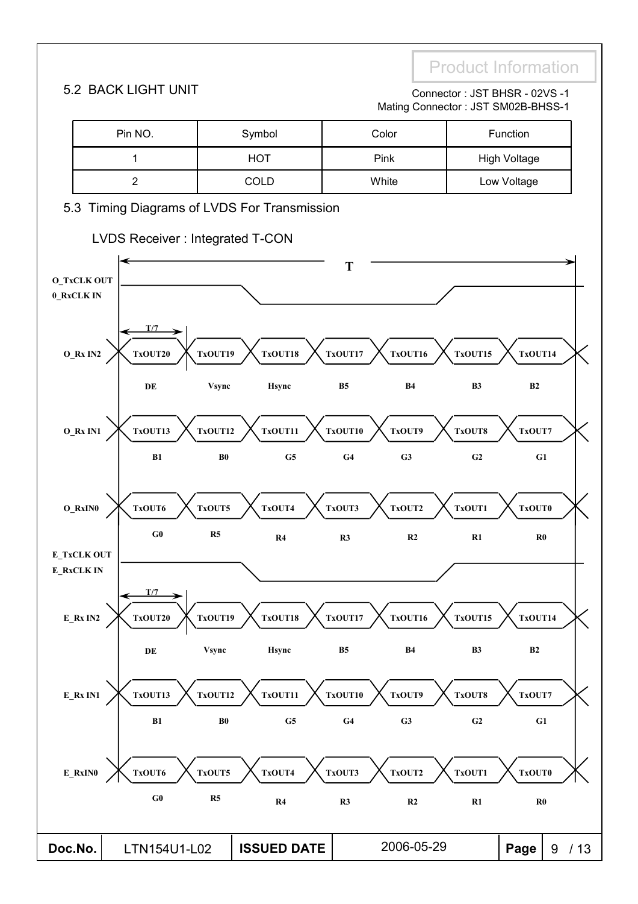Product Information

## 5.2 BACK LIGHT UNIT

Connector : JST BHSR - 02VS -1
Mating Connector : JST SM02B-BHSS-1

| Pin NO. | Symbol | Color | Function |
|---|---|---|---|
| 1 | HOT | Pink | High Voltage |
| 2 | COLD | White | Low Voltage |

## 5.3 Timing Diagrams of LVDS For Transmission

LVDS Receiver : Integrated T-CON

T

O_TxCLK OUT
0_RxCLK IN

T/7

O_Rx IN2: TxOUT20 TxOUT19 TxOUT18 TxOUT17 TxOUT16 TxOUT15 TxOUT14

DE Vsync Hsync B5 B4 B3 B2

O_Rx IN1: TxOUT13 TxOUT12 TxOUT11 TxOUT10 TxOUT9 TxOUT8 TxOUT7

B1 B0 G5 G4 G3 G2 G1

O_RxIN0: TxOUT6 TxOUT5 TxOUT4 TxOUT3 TxOUT2 TxOUT1 TxOUT0

G0 R5 R4 R3 R2 R1 R0

E_TxCLK OUT
E_RxCLK IN

T/7

E_Rx IN2: TxOUT20 TxOUT19 TxOUT18 TxOUT17 TxOUT16 TxOUT15 TxOUT14

DE Vsync Hsync B5 B4 B3 B2

E_Rx IN1: TxOUT13 TxOUT12 TxOUT11 TxOUT10 TxOUT9 TxOUT8 TxOUT7

B1 B0 G5 G4 G3 G2 G1

E_RxIN0: TxOUT6 TxOUT5 TxOUT4 TxOUT3 TxOUT2 TxOUT1 TxOUT0

G0 R5 R4 R3 R2 R1 R0

| Doc.No. | LTN154U1-L02 | ISSUED DATE | 2006-05-29 |
|---|---|---|---|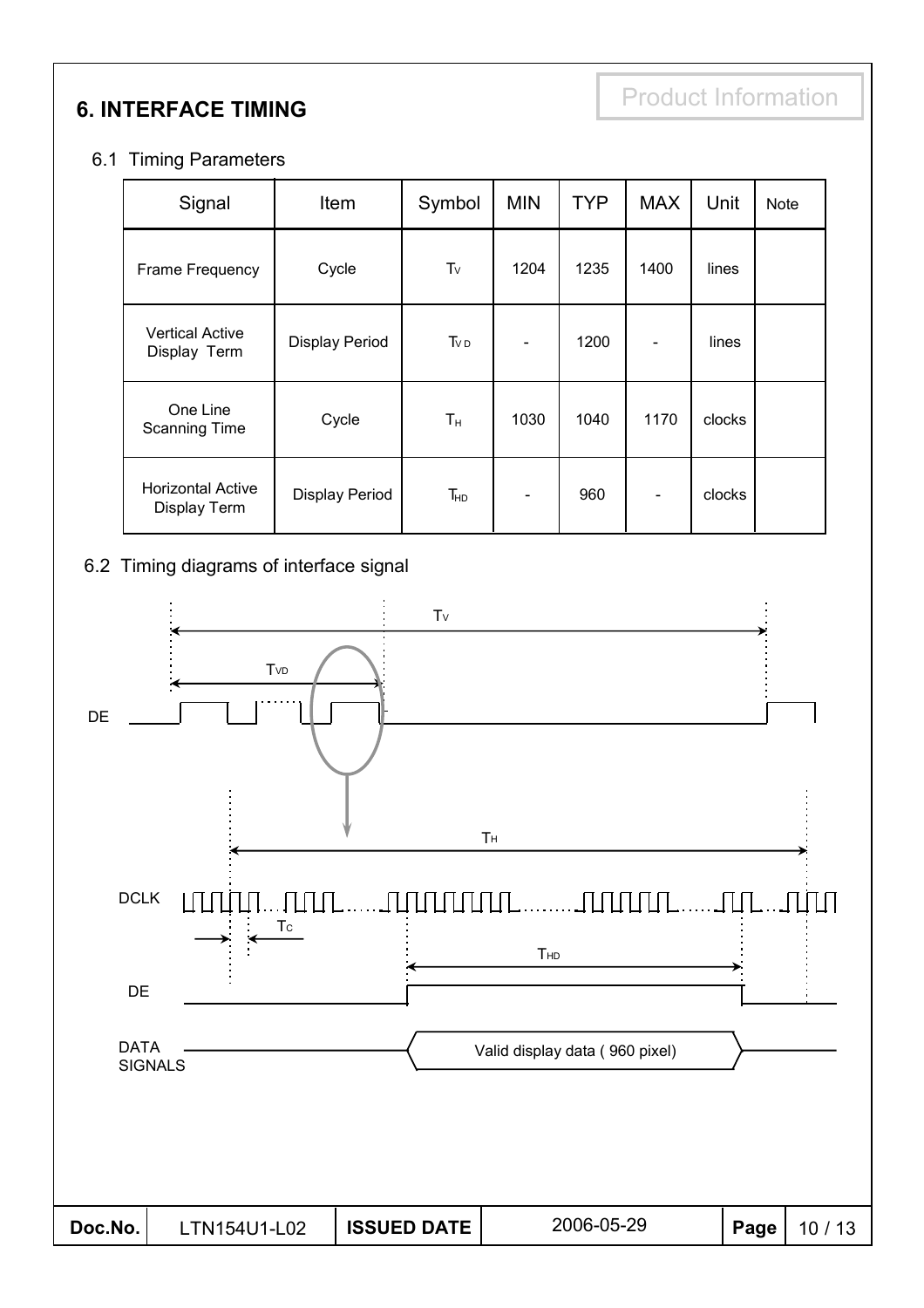## 6. INTERFACE TIMING

Product Information

### 6.1 Timing Parameters

| Signal | Item | Symbol | MIN | TYP | MAX | Unit | Note |
|---|---|---|---|---|---|---|---|
| Frame Frequency | Cycle | $T_V$ | 1204 | 1235 | 1400 | lines | |
| Vertical Active Display Term | Display Period | $T_{VD}$ | - | 1200 | - | lines | |
| One Line Scanning Time | Cycle | $T_H$ | 1030 | 1040 | 1170 | clocks | |
| Horizontal Active Display Term | Display Period | $T_{HD}$ | - | 960 | - | clocks | |

### 6.2 Timing diagrams of interface signal

$T_V$

$T_{VD}$

DE

$T_H$

DCLK

$T_C$

$T_{HD}$

DE

DATA SIGNALS

Valid display data ( 960 pixel)

| Doc.No. | LTN154U1-L02 | ISSUED DATE | 2006-05-29 |
|---|---|---|---|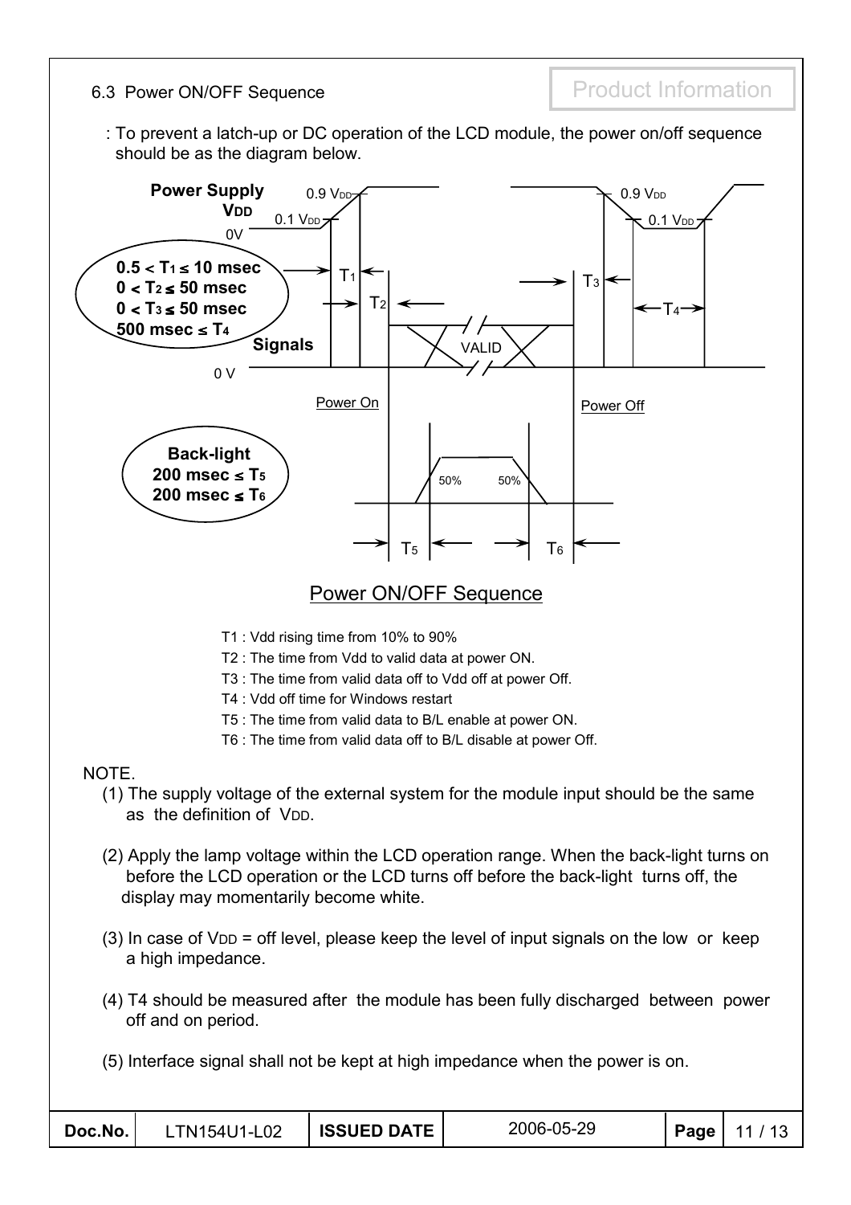## 6.3 Power ON/OFF Sequence

Product Information

: To prevent a latch-up or DC operation of the LCD module, the power on/off sequence should be as the diagram below.

Power Supply $V_{DD}$

0.9 $V_{DD}$

0.1 $V_{DD}$

0V

**$0.5 < T_1 \leq 10$ msec**
**$0 < T_2 \leq 50$ msec**
**$0 < T_3 \leq 50$ msec**
**500 msec $\leq T_4$**

$T_1$ $T_2$ $T_3$ $T_4$

Signals

VALID

0 V

Power On

Power Off

**Back-light**
**200 msec $\leq T_5$**
**200 msec $\leq T_6$**

50% 50%

$T_5$ $T_6$

Power ON/OFF Sequence

T1 : Vdd rising time from 10% to 90%

T2 : The time from Vdd to valid data at power ON.

T3 : The time from valid data off to Vdd off at power Off.

T4 : Vdd off time for Windows restart

T5 : The time from valid data to B/L enable at power ON.

T6 : The time from valid data off to B/L disable at power Off.

NOTE.

(1) The supply voltage of the external system for the module input should be the same as the definition of $V_{DD}$.

(2) Apply the lamp voltage within the LCD operation range. When the back-light turns on before the LCD operation or the LCD turns off before the back-light turns off, the display may momentarily become white.

(3) In case of $V_{DD}$ = off level, please keep the level of input signals on the low or keep a high impedance.

(4) T4 should be measured after the module has been fully discharged between power off and on period.

(5) Interface signal shall not be kept at high impedance when the power is on.

| Doc.No. | LTN154U1-L02 | ISSUED DATE | 2006-05-29 |
|---|---|---|---|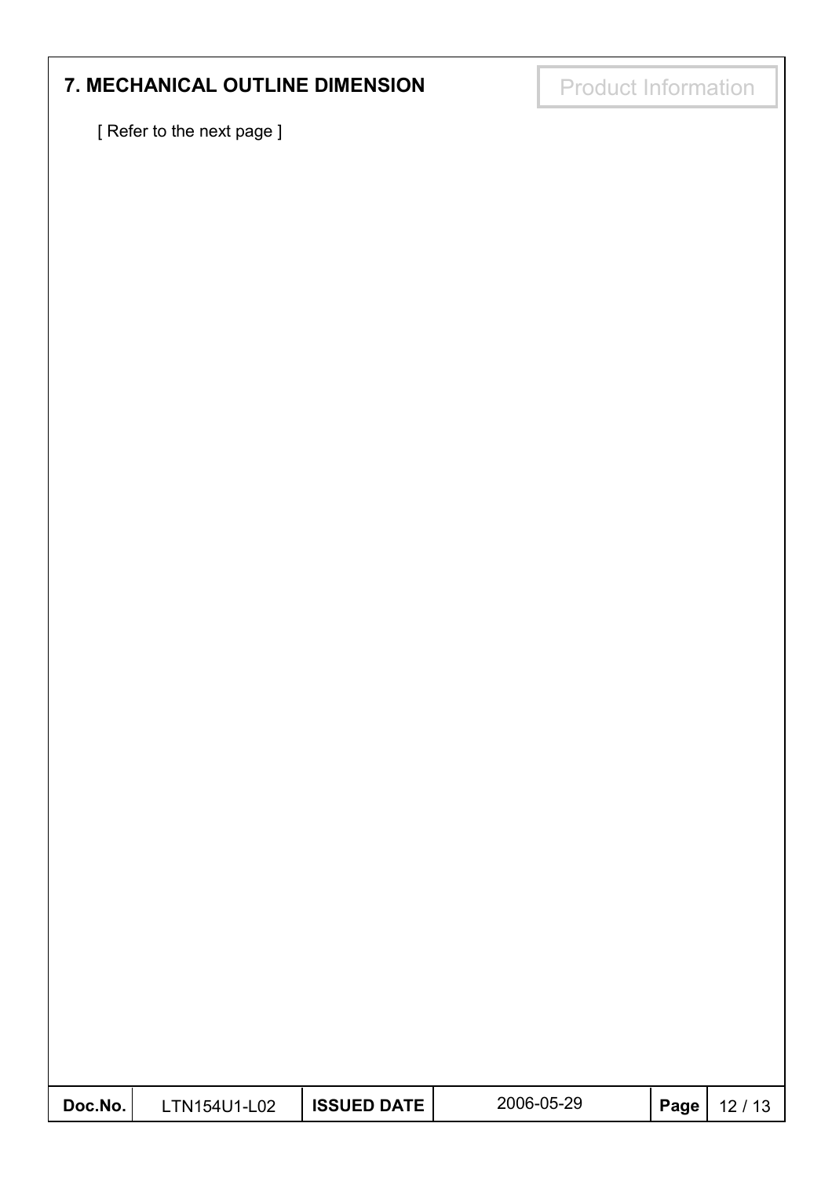## 7. MECHANICAL OUTLINE DIMENSION

Product Information

[ Refer to the next page ]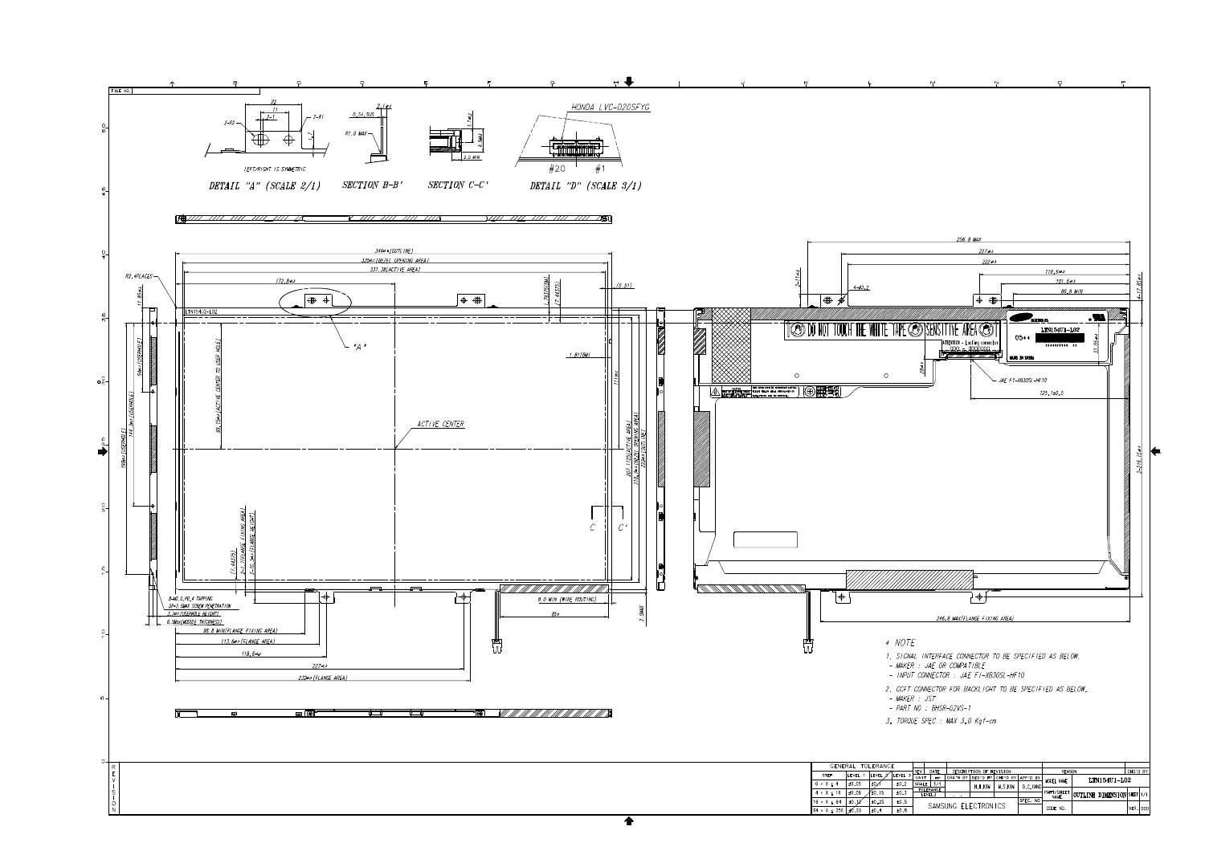DETAIL "A" (SCALE 2/1)

LEFT/RIGHT IS SYMMETRIC

SECTION B-B'

SECTION C-C'

DETAIL "D" (SCALE 3/1)

HONDA LVC-D20SFYG

#20 #1

344±1(OUTLINE)

335±0.5(BEZEL OPENING AREA)

331.38(ACTIVE AREA)

172.8±0.5

R2,4PLACES

LTN154U1-L02

"A"

ACTIVE CENTER

1.81(BM)

C C'

8.0 MIN (WIRE ROUTING)

85±

98.8 MIN(FLANGE FIXING AREA)

113.6±0.5(FLANGE AREA)

118.6±0.5

227±0.5

232±1(FLANGE AREA)

8-M2.0,P0.4 TAPPING

SP=2.5MAX SCREW PENETRATION

2.3±0.1(USERHOLE HEIGHT)

6.1MAX(MODULE THICKNESS)

207.1125(ACTIVE AREA)

210.9±0.5(BEZEL OPENING AREA)

222±1(OUTLINE)

256.8 MAX

227±0.5

222±0.5

118.6±0.5

101.6±0.5

86.8 MIN

4-ø3.2

DO NOT TOUCH THE WHITE TAPE SENSITIVE AREA

LTN154U1-L02

JAE FI-XB30SL-HF10

125.1±0.5

246.8 MAX(FLANGE FIXING AREA)

\* NOTE

1. SIGNAL INTERFACE CONNECTOR TO BE SPECIFIED AS BELOW.
   - MAKER : JAE OR COMPATIBLE
   - INPUT CONNECTOR : JAE FI-XB30SL-HF10
2. CCFT CONNECTOR FOR BACKLIGHT TO BE SPECIFIED AS BELOW.
   - MAKER : JST
   - PART NO : BHSR-02VS-1
3. TORQUE SPEC : MAX 3.0 Kgf-cm

| GENERAL TOLERANCE | | | |
|---|---|---|---|
| STEP | LEVEL 1 | LEVEL 2 | LEVEL 3 |
| 0 < X ≤ 4 | ±0.05 | ±0.1 | ±0.2 |
| 4 < X ≤ 16 | ±0.08 | ±0.15 | ±0.3 |
| 16 < X ≤ 64 | ±0.12 | ±0.25 | ±0.5 |
| 64 < X ≤ 256 | ±0.25 | ±0.4 | ±0.8 |

UNIT: mm SCALE: 1/1 TOLERANCE LEVEL 3

DRAWN BY: H.J.KIM DESIGNED BY: H.S.KIM CHECKED BY: D.C.YANG

SAMSUNG ELECTRONICS

MODEL NAME: LTN154U1-L02

PART/SHEET NAME: OUTLINE DIMENSION SHEET 1/1

VER. 000